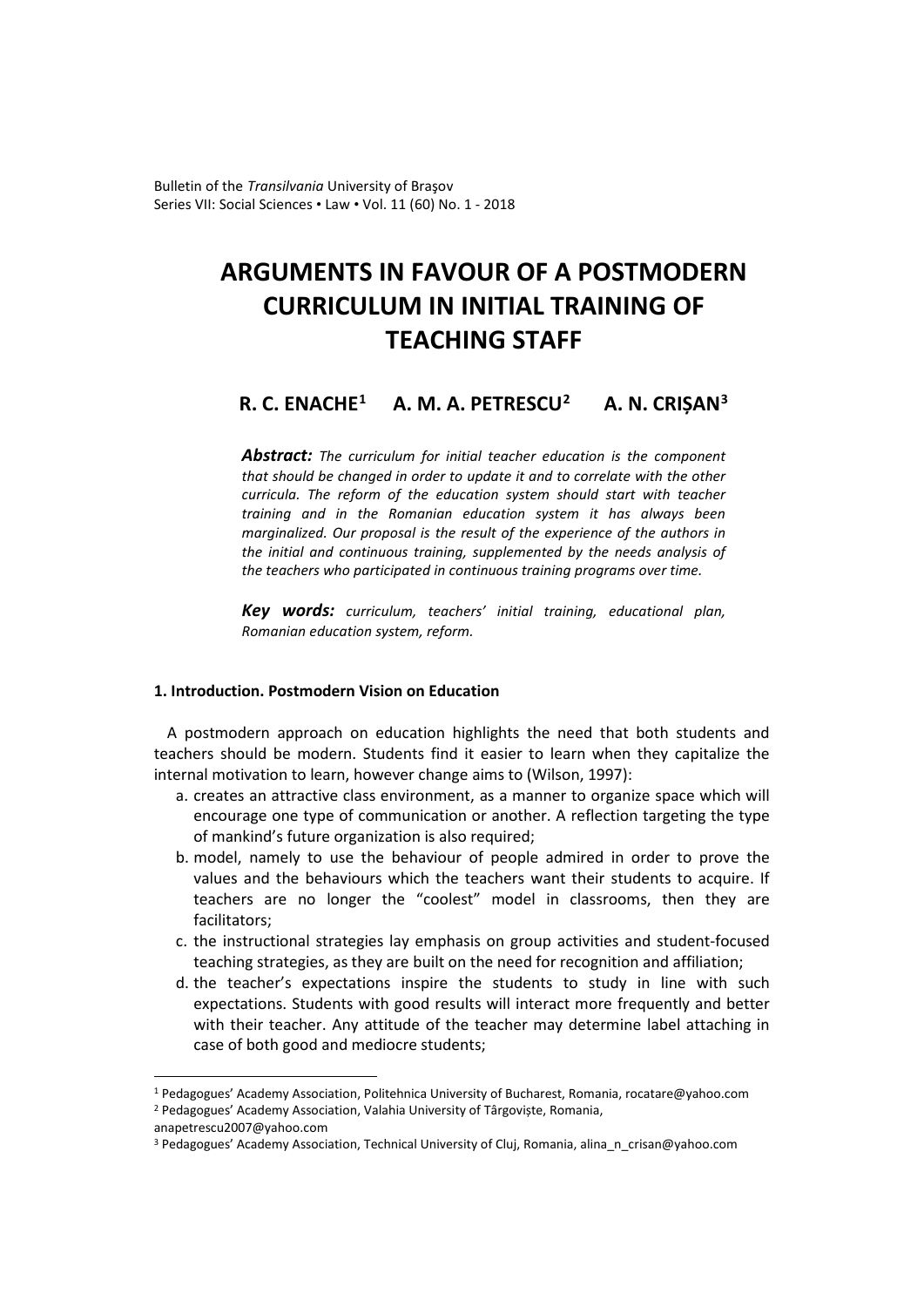# ARGUMENTS IN FAVOUR OF A POSTMODERN CURRICULUM IN INITIAL TRAINING OF TEACHING STAFF

**R. C. ENACHE[1]   A. M. A. PETRESCU[2]   A. N. CRIȘAN[3]**

***Abstract:*** *The curriculum for initial teacher education is the component that should be changed in order to update it and to correlate with the other curricula. The reform of the education system should start with teacher training and in the Romanian education system it has always been marginalized. Our proposal is the result of the experience of the authors in the initial and continuous training, supplemented by the needs analysis of the teachers who participated in continuous training programs over time.*

***Key words:*** *curriculum, teachers' initial training, educational plan, Romanian education system, reform.*

## 1. Introduction. Postmodern Vision on Education

A postmodern approach on education highlights the need that both students and teachers should be modern. Students find it easier to learn when they capitalize the internal motivation to learn, however change aims to (Wilson, 1997):

a. creates an attractive class environment, as a manner to organize space which will encourage one type of communication or another. A reflection targeting the type of mankind's future organization is also required;
b. model, namely to use the behaviour of people admired in order to prove the values and the behaviours which the teachers want their students to acquire. If teachers are no longer the "coolest" model in classrooms, then they are facilitators;
c. the instructional strategies lay emphasis on group activities and student-focused teaching strategies, as they are built on the need for recognition and affiliation;
d. the teacher's expectations inspire the students to study in line with such expectations. Students with good results will interact more frequently and better with their teacher. Any attitude of the teacher may determine label attaching in case of both good and mediocre students;

---

[1] Pedagogues' Academy Association, Politehnica University of Bucharest, Romania, rocatare@yahoo.com

[2] Pedagogues' Academy Association, Valahia University of Târgoviște, Romania, anapetrescu2007@yahoo.com

[3] Pedagogues' Academy Association, Technical University of Cluj, Romania, alina_n_crisan@yahoo.com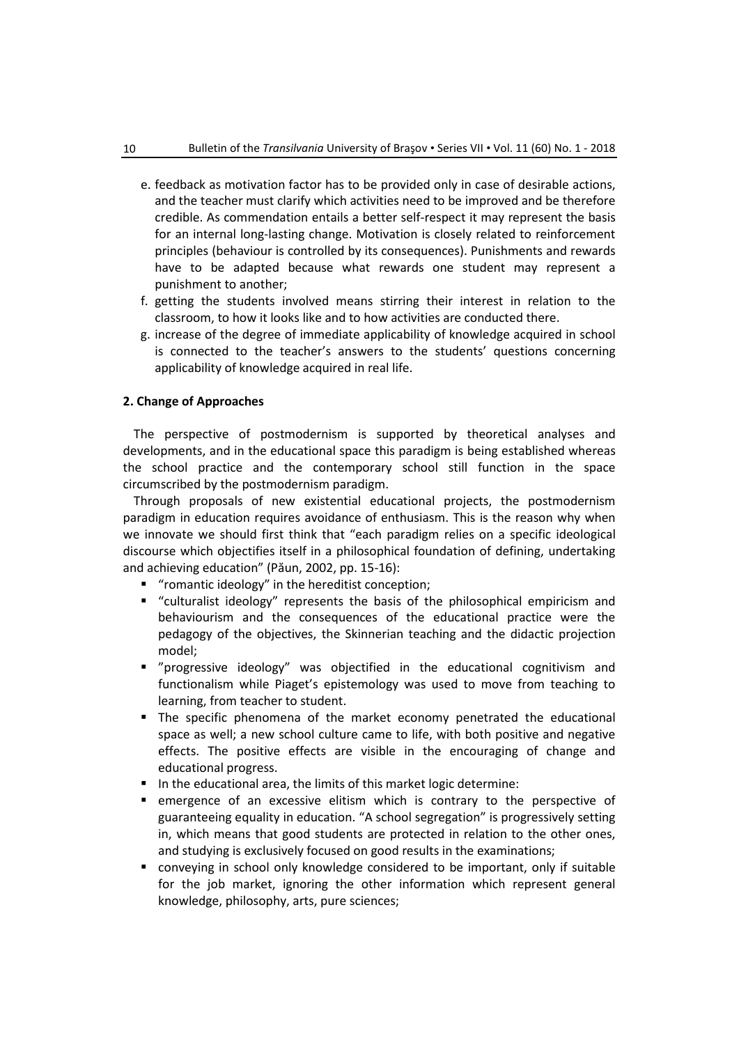e. feedback as motivation factor has to be provided only in case of desirable actions, and the teacher must clarify which activities need to be improved and be therefore credible. As commendation entails a better self-respect it may represent the basis for an internal long-lasting change. Motivation is closely related to reinforcement principles (behaviour is controlled by its consequences). Punishments and rewards have to be adapted because what rewards one student may represent a punishment to another;

f. getting the students involved means stirring their interest in relation to the classroom, to how it looks like and to how activities are conducted there.

g. increase of the degree of immediate applicability of knowledge acquired in school is connected to the teacher's answers to the students' questions concerning applicability of knowledge acquired in real life.

## 2. Change of Approaches

The perspective of postmodernism is supported by theoretical analyses and developments, and in the educational space this paradigm is being established whereas the school practice and the contemporary school still function in the space circumscribed by the postmodernism paradigm.

Through proposals of new existential educational projects, the postmodernism paradigm in education requires avoidance of enthusiasm. This is the reason why when we innovate we should first think that "each paradigm relies on a specific ideological discourse which objectifies itself in a philosophical foundation of defining, undertaking and achieving education" (Păun, 2002, pp. 15-16):

- "romantic ideology" in the hereditist conception;
- "culturalist ideology" represents the basis of the philosophical empiricism and behaviourism and the consequences of the educational practice were the pedagogy of the objectives, the Skinnerian teaching and the didactic projection model;
- "progressive ideology" was objectified in the educational cognitivism and functionalism while Piaget's epistemology was used to move from teaching to learning, from teacher to student.
- The specific phenomena of the market economy penetrated the educational space as well; a new school culture came to life, with both positive and negative effects. The positive effects are visible in the encouraging of change and educational progress.
- In the educational area, the limits of this market logic determine:
- emergence of an excessive elitism which is contrary to the perspective of guaranteeing equality in education. "A school segregation" is progressively setting in, which means that good students are protected in relation to the other ones, and studying is exclusively focused on good results in the examinations;
- conveying in school only knowledge considered to be important, only if suitable for the job market, ignoring the other information which represent general knowledge, philosophy, arts, pure sciences;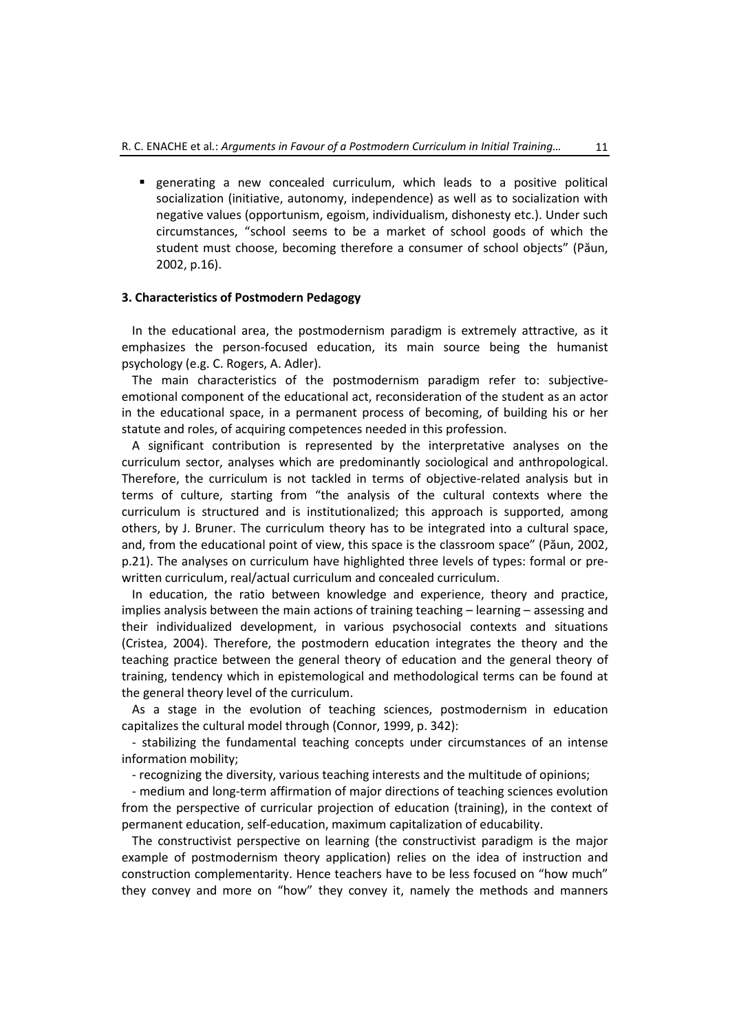- generating a new concealed curriculum, which leads to a positive political socialization (initiative, autonomy, independence) as well as to socialization with negative values (opportunism, egoism, individualism, dishonesty etc.). Under such circumstances, "school seems to be a market of school goods of which the student must choose, becoming therefore a consumer of school objects" (Păun, 2002, p.16).

### 3. Characteristics of Postmodern Pedagogy

In the educational area, the postmodernism paradigm is extremely attractive, as it emphasizes the person-focused education, its main source being the humanist psychology (e.g. C. Rogers, A. Adler).

The main characteristics of the postmodernism paradigm refer to: subjective-emotional component of the educational act, reconsideration of the student as an actor in the educational space, in a permanent process of becoming, of building his or her statute and roles, of acquiring competences needed in this profession.

A significant contribution is represented by the interpretative analyses on the curriculum sector, analyses which are predominantly sociological and anthropological. Therefore, the curriculum is not tackled in terms of objective-related analysis but in terms of culture, starting from "the analysis of the cultural contexts where the curriculum is structured and is institutionalized; this approach is supported, among others, by J. Bruner. The curriculum theory has to be integrated into a cultural space, and, from the educational point of view, this space is the classroom space" (Păun, 2002, p.21). The analyses on curriculum have highlighted three levels of types: formal or pre-written curriculum, real/actual curriculum and concealed curriculum.

In education, the ratio between knowledge and experience, theory and practice, implies analysis between the main actions of training teaching – learning – assessing and their individualized development, in various psychosocial contexts and situations (Cristea, 2004). Therefore, the postmodern education integrates the theory and the teaching practice between the general theory of education and the general theory of training, tendency which in epistemological and methodological terms can be found at the general theory level of the curriculum.

As a stage in the evolution of teaching sciences, postmodernism in education capitalizes the cultural model through (Connor, 1999, p. 342):

- stabilizing the fundamental teaching concepts under circumstances of an intense information mobility;
- recognizing the diversity, various teaching interests and the multitude of opinions;
- medium and long-term affirmation of major directions of teaching sciences evolution from the perspective of curricular projection of education (training), in the context of permanent education, self-education, maximum capitalization of educability.

The constructivist perspective on learning (the constructivist paradigm is the major example of postmodernism theory application) relies on the idea of instruction and construction complementarity. Hence teachers have to be less focused on "how much" they convey and more on "how" they convey it, namely the methods and manners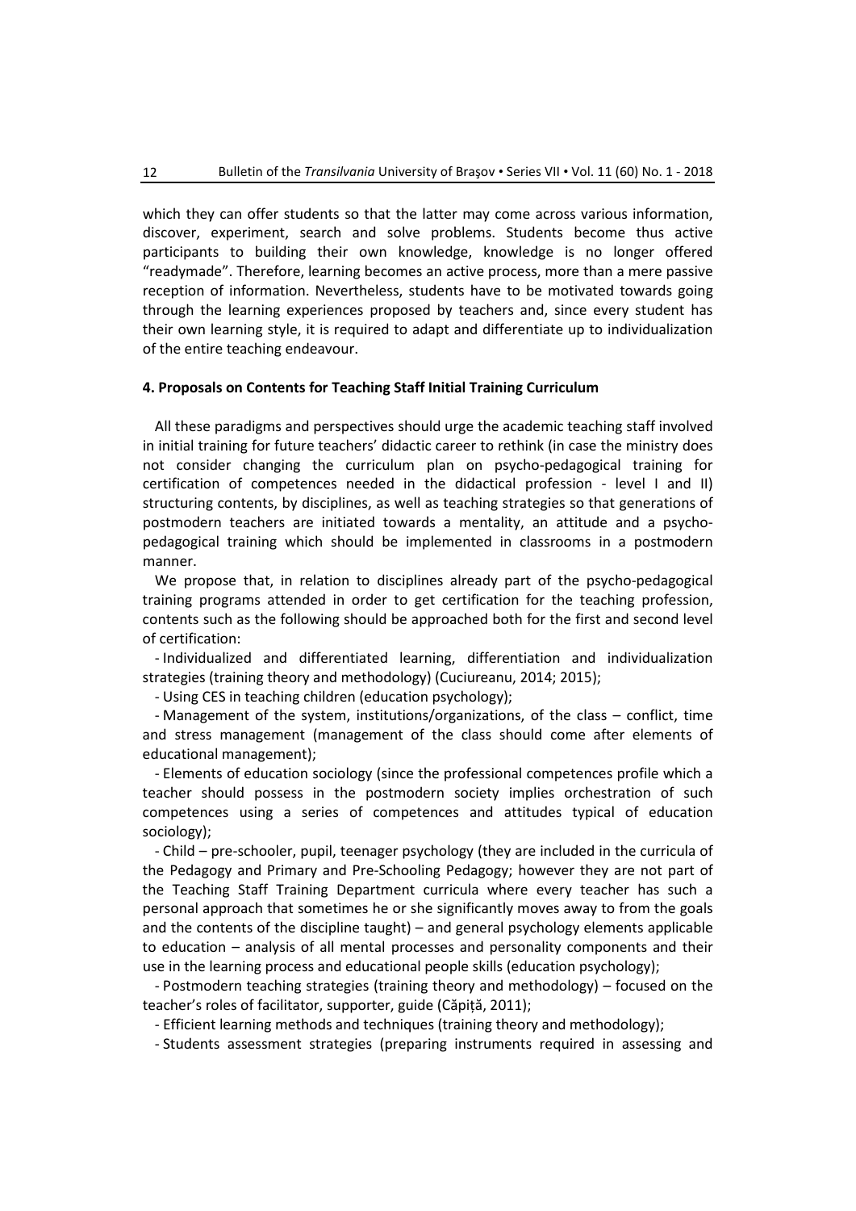which they can offer students so that the latter may come across various information, discover, experiment, search and solve problems. Students become thus active participants to building their own knowledge, knowledge is no longer offered "readymade". Therefore, learning becomes an active process, more than a mere passive reception of information. Nevertheless, students have to be motivated towards going through the learning experiences proposed by teachers and, since every student has their own learning style, it is required to adapt and differentiate up to individualization of the entire teaching endeavour.

## 4. Proposals on Contents for Teaching Staff Initial Training Curriculum

All these paradigms and perspectives should urge the academic teaching staff involved in initial training for future teachers' didactic career to rethink (in case the ministry does not consider changing the curriculum plan on psycho-pedagogical training for certification of competences needed in the didactical profession - level I and II) structuring contents, by disciplines, as well as teaching strategies so that generations of postmodern teachers are initiated towards a mentality, an attitude and a psycho-pedagogical training which should be implemented in classrooms in a postmodern manner.

We propose that, in relation to disciplines already part of the psycho-pedagogical training programs attended in order to get certification for the teaching profession, contents such as the following should be approached both for the first and second level of certification:

- Individualized and differentiated learning, differentiation and individualization strategies (training theory and methodology) (Cuciureanu, 2014; 2015);
- Using CES in teaching children (education psychology);
- Management of the system, institutions/organizations, of the class – conflict, time and stress management (management of the class should come after elements of educational management);
- Elements of education sociology (since the professional competences profile which a teacher should possess in the postmodern society implies orchestration of such competences using a series of competences and attitudes typical of education sociology);
- Child – pre-schooler, pupil, teenager psychology (they are included in the curricula of the Pedagogy and Primary and Pre-Schooling Pedagogy; however they are not part of the Teaching Staff Training Department curricula where every teacher has such a personal approach that sometimes he or she significantly moves away to from the goals and the contents of the discipline taught) – and general psychology elements applicable to education – analysis of all mental processes and personality components and their use in the learning process and educational people skills (education psychology);
- Postmodern teaching strategies (training theory and methodology) – focused on the teacher's roles of facilitator, supporter, guide (Căpiță, 2011);
- Efficient learning methods and techniques (training theory and methodology);
- Students assessment strategies (preparing instruments required in assessing and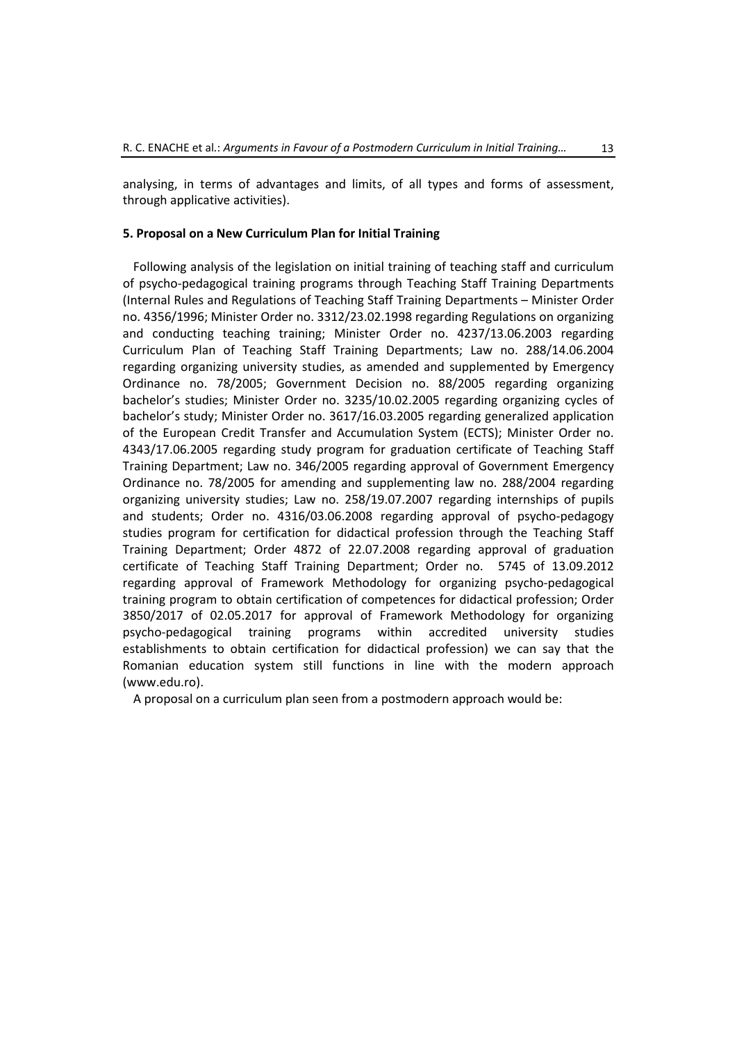analysing, in terms of advantages and limits, of all types and forms of assessment, through applicative activities).

## 5. Proposal on a New Curriculum Plan for Initial Training

Following analysis of the legislation on initial training of teaching staff and curriculum of psycho-pedagogical training programs through Teaching Staff Training Departments (Internal Rules and Regulations of Teaching Staff Training Departments – Minister Order no. 4356/1996; Minister Order no. 3312/23.02.1998 regarding Regulations on organizing and conducting teaching training; Minister Order no. 4237/13.06.2003 regarding Curriculum Plan of Teaching Staff Training Departments; Law no. 288/14.06.2004 regarding organizing university studies, as amended and supplemented by Emergency Ordinance no. 78/2005; Government Decision no. 88/2005 regarding organizing bachelor's studies; Minister Order no. 3235/10.02.2005 regarding organizing cycles of bachelor's study; Minister Order no. 3617/16.03.2005 regarding generalized application of the European Credit Transfer and Accumulation System (ECTS); Minister Order no. 4343/17.06.2005 regarding study program for graduation certificate of Teaching Staff Training Department; Law no. 346/2005 regarding approval of Government Emergency Ordinance no. 78/2005 for amending and supplementing law no. 288/2004 regarding organizing university studies; Law no. 258/19.07.2007 regarding internships of pupils and students; Order no. 4316/03.06.2008 regarding approval of psycho-pedagogy studies program for certification for didactical profession through the Teaching Staff Training Department; Order 4872 of 22.07.2008 regarding approval of graduation certificate of Teaching Staff Training Department; Order no. 5745 of 13.09.2012 regarding approval of Framework Methodology for organizing psycho-pedagogical training program to obtain certification of competences for didactical profession; Order 3850/2017 of 02.05.2017 for approval of Framework Methodology for organizing psycho-pedagogical training programs within accredited university studies establishments to obtain certification for didactical profession) we can say that the Romanian education system still functions in line with the modern approach (www.edu.ro).

A proposal on a curriculum plan seen from a postmodern approach would be: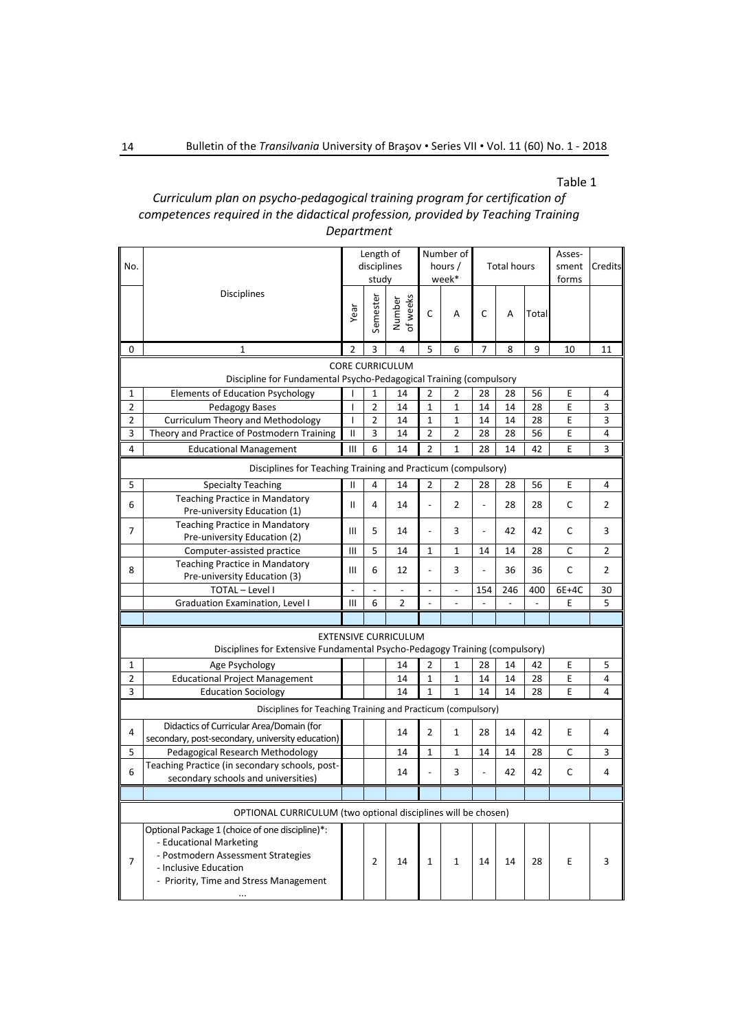Table 1

*Curriculum plan on psycho-pedagogical training program for certification of competences required in the didactical profession, provided by Teaching Training Department*

| No. | Disciplines | Length of disciplines study | | | Number of hours / week* | | Total hours | | | Asses-sment forms | Credits |
|---|---|---|---|---|---|---|---|---|---|---|---|
| | | Year | Semester | Number of weeks | C | A | C | A | Total | | |
| 0 | 1 | 2 | 3 | 4 | 5 | 6 | 7 | 8 | 9 | 10 | 11 |
| | **CORE CURRICULUM** Discipline for Fundamental Psycho-Pedagogical Training (compulsory | | | | | | | | | | |
| 1 | Elements of Education Psychology | I | 1 | 14 | 2 | 2 | 28 | 28 | 56 | E | 4 |
| 2 | Pedagogy Bases | I | 2 | 14 | 1 | 1 | 14 | 14 | 28 | E | 3 |
| 2 | Curriculum Theory and Methodology | I | 2 | 14 | 1 | 1 | 14 | 14 | 28 | E | 3 |
| 3 | Theory and Practice of Postmodern Training | II | 3 | 14 | 2 | 2 | 28 | 28 | 56 | E | 4 |
| 4 | Educational Management | III | 6 | 14 | 2 | 1 | 28 | 14 | 42 | E | 3 |
| | Disciplines for Teaching Training and Practicum (compulsory) | | | | | | | | | | |
| 5 | Specialty Teaching | II | 4 | 14 | 2 | 2 | 28 | 28 | 56 | E | 4 |
| 6 | Teaching Practice in Mandatory Pre-university Education (1) | II | 4 | 14 | - | 2 | - | 28 | 28 | C | 2 |
| 7 | Teaching Practice in Mandatory Pre-university Education (2) | III | 5 | 14 | - | 3 | - | 42 | 42 | C | 3 |
| | Computer-assisted practice | III | 5 | 14 | 1 | 1 | 14 | 14 | 28 | C | 2 |
| 8 | Teaching Practice in Mandatory Pre-university Education (3) | III | 6 | 12 | - | 3 | - | 36 | 36 | C | 2 |
| | TOTAL – Level I | - | - | - | - | - | 154 | 246 | 400 | 6E+4C | 30 |
| | Graduation Examination, Level I | III | 6 | 2 | - | - | - | - | - | E | 5 |
| | | | | | | | | | | | |
| | **EXTENSIVE CURRICULUM** Disciplines for Extensive Fundamental Psycho-Pedagogy Training (compulsory) | | | | | | | | | | |
| 1 | Age Psychology | | | 14 | 2 | 1 | 28 | 14 | 42 | E | 5 |
| 2 | Educational Project Management | | | 14 | 1 | 1 | 14 | 14 | 28 | E | 4 |
| 3 | Education Sociology | | | 14 | 1 | 1 | 14 | 14 | 28 | E | 4 |
| | Disciplines for Teaching Training and Practicum (compulsory) | | | | | | | | | | |
| 4 | Didactics of Curricular Area/Domain (for secondary, post-secondary, university education) | | | 14 | 2 | 1 | 28 | 14 | 42 | E | 4 |
| 5 | Pedagogical Research Methodology | | | 14 | 1 | 1 | 14 | 14 | 28 | C | 3 |
| 6 | Teaching Practice (in secondary schools, post-secondary schools and universities) | | | 14 | - | 3 | - | 42 | 42 | C | 4 |
| | | | | | | | | | | | |
| | OPTIONAL CURRICULUM (two optional disciplines will be chosen) | | | | | | | | | | |
| 7 | Optional Package 1 (choice of one discipline)*: - Educational Marketing - Postmodern Assessment Strategies - Inclusive Education - Priority, Time and Stress Management ... | | 2 | 14 | 1 | 1 | 14 | 14 | 28 | E | 3 |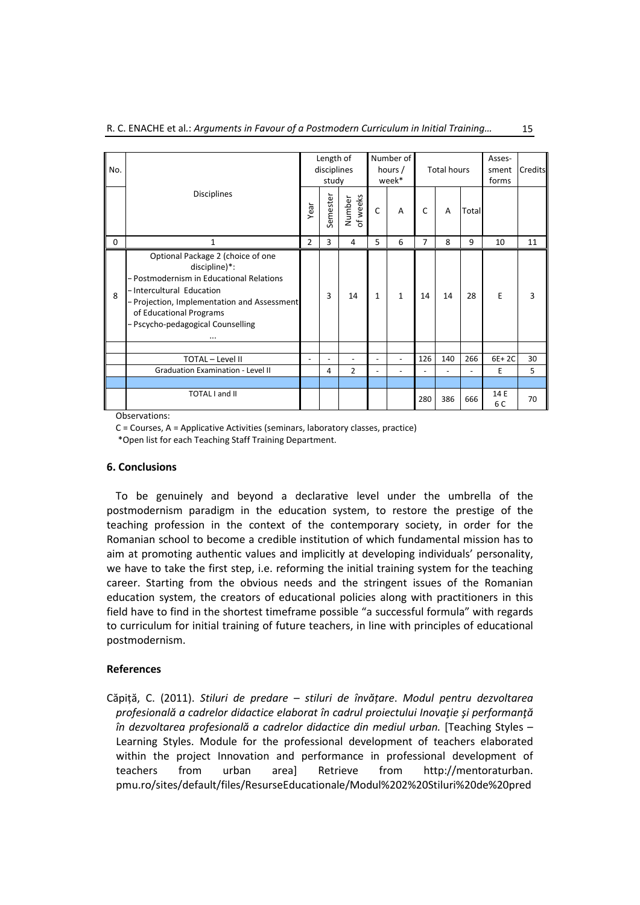| No. | Disciplines | Length of disciplines study | | | Number of hours / week* | | Total hours | | | Asses-sment forms | Credits |
|---|---|---|---|---|---|---|---|---|---|---|---|
| | | Year | Semester | Number of weeks | C | A | C | A | Total | | |
| 0 | 1 | 2 | 3 | 4 | 5 | 6 | 7 | 8 | 9 | 10 | 11 |
| 8 | Optional Package 2 (choice of one discipline)*: – Postmodernism in Educational Relations – Intercultural Education – Projection, Implementation and Assessment of Educational Programs – Pscycho-pedagogical Counselling … | | 3 | 14 | 1 | 1 | 14 | 14 | 28 | E | 3 |
| | | | | | | | | | | | |
| | TOTAL – Level II | - | - | - | - | - | 126 | 140 | 266 | 6E+ 2C | 30 |
| | Graduation Examination - Level II | | 4 | 2 | - | - | - | - | - | E | 5 |
| | | | | | | | | | | | |
| | TOTAL I and II | | | | | | 280 | 386 | 666 | 14 E 6 C | 70 |

Observations:

C = Courses, A = Applicative Activities (seminars, laboratory classes, practice)

*Open list for each Teaching Staff Training Department.

## 6. Conclusions

To be genuinely and beyond a declarative level under the umbrella of the postmodernism paradigm in the education system, to restore the prestige of the teaching profession in the context of the contemporary society, in order for the Romanian school to become a credible institution of which fundamental mission has to aim at promoting authentic values and implicitly at developing individuals' personality, we have to take the first step, i.e. reforming the initial training system for the teaching career. Starting from the obvious needs and the stringent issues of the Romanian education system, the creators of educational policies along with practitioners in this field have to find in the shortest timeframe possible "a successful formula" with regards to curriculum for initial training of future teachers, in line with principles of educational postmodernism.

## References

Căpiță, C. (2011). *Stiluri de predare – stiluri de învățare. Modul pentru dezvoltarea profesională a cadrelor didactice elaborat în cadrul proiectului Inovație şi performanţă în dezvoltarea profesională a cadrelor didactice din mediul urban.* [Teaching Styles – Learning Styles. Module for the professional development of teachers elaborated within the project Innovation and performance in professional development of teachers from urban area] Retrieve from http://mentoraturban. pmu.ro/sites/default/files/ResurseEducationale/Modul%202%20Stiluri%20de%20pred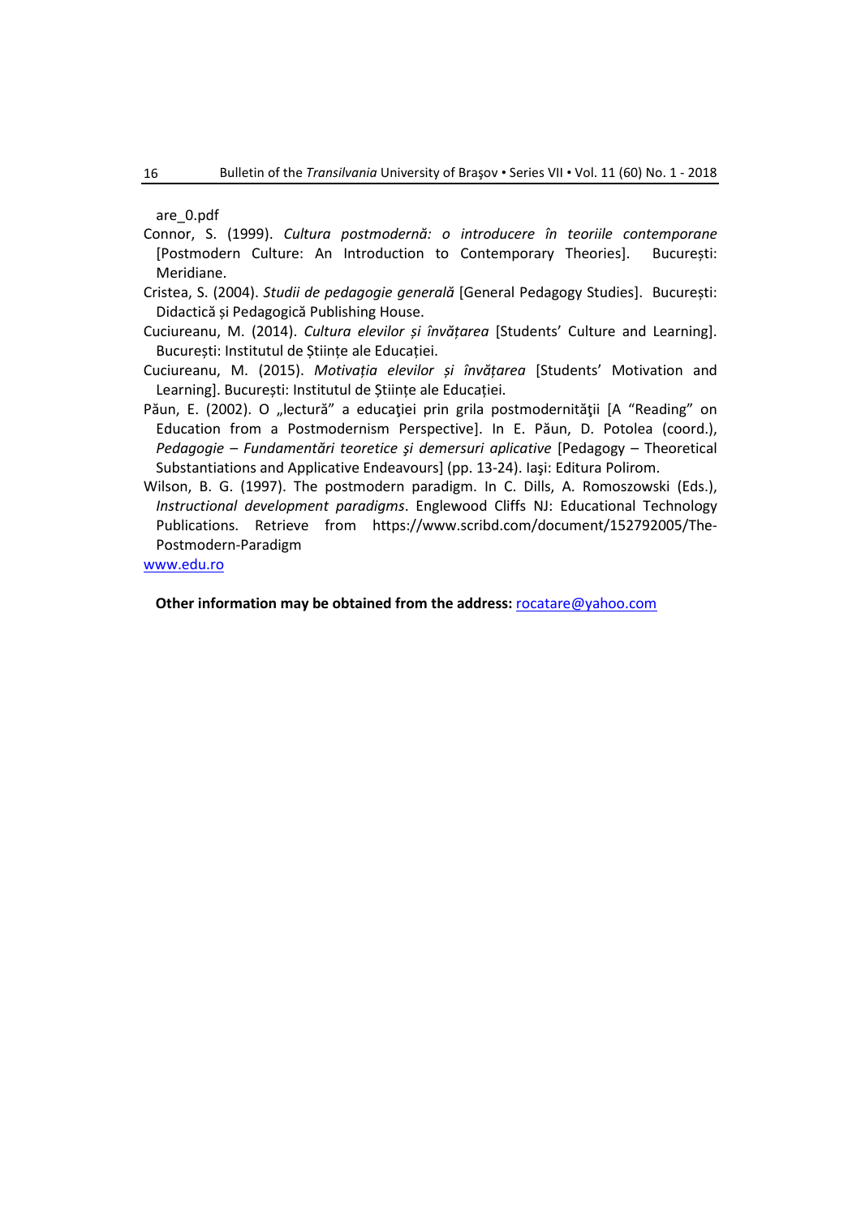are_0.pdf

Connor, S. (1999). *Cultura postmodernă: o introducere în teoriile contemporane* [Postmodern Culture: An Introduction to Contemporary Theories]. București: Meridiane.

Cristea, S. (2004). *Studii de pedagogie generală* [General Pedagogy Studies]. București: Didactică și Pedagogică Publishing House.

Cuciureanu, M. (2014). *Cultura elevilor și învățarea* [Students' Culture and Learning]. București: Institutul de Științe ale Educației.

Cuciureanu, M. (2015). *Motivația elevilor și învățarea* [Students' Motivation and Learning]. București: Institutul de Științe ale Educației.

Păun, E. (2002). O „lectură" a educaţiei prin grila postmodernităţii [A "Reading" on Education from a Postmodernism Perspective]. In E. Păun, D. Potolea (coord.), *Pedagogie – Fundamentări teoretice şi demersuri aplicative* [Pedagogy – Theoretical Substantiations and Applicative Endeavours] (pp. 13-24). Iaşi: Editura Polirom.

Wilson, B. G. (1997). The postmodern paradigm. In C. Dills, A. Romoszowski (Eds.), *Instructional development paradigms*. Englewood Cliffs NJ: Educational Technology Publications. Retrieve from https://www.scribd.com/document/152792005/The-Postmodern-Paradigm

www.edu.ro

**Other information may be obtained from the address:** rocatare@yahoo.com